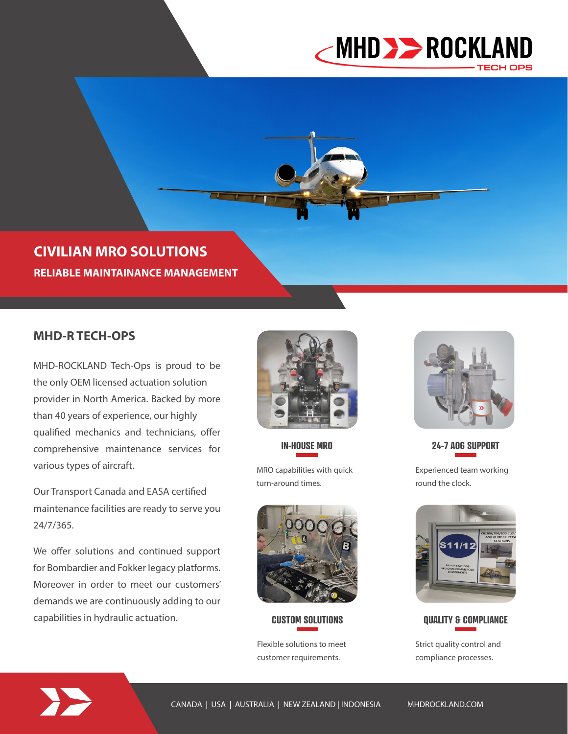MHD ROCKLAND
TECH OPS

# CIVILIAN MRO SOLUTIONS

**RELIABLE MAINTAINANCE MANAGEMENT**

## MHD-R TECH-OPS

MHD-ROCKLAND Tech-Ops is proud to be the only OEM licensed actuation solution provider in North America. Backed by more than 40 years of experience, our highly qualified mechanics and technicians, offer comprehensive maintenance services for various types of aircraft.

Our Transport Canada and EASA certified maintenance facilities are ready to serve you 24/7/365.

We offer solutions and continued support for Bombardier and Fokker legacy platforms. Moreover in order to meet our customers' demands we are continuously adding to our capabilities in hydraulic actuation.

### IN-HOUSE MRO

MRO capabilities with quick turn-around times.

### 24-7 AOG SUPPORT

Experienced team working round the clock.

### CUSTOM SOLUTIONS

Flexible solutions to meet customer requirements.

### QUALITY & COMPLIANCE

Strict quality control and compliance processes.

CANADA | USA | AUSTRALIA | NEW ZEALAND | INDONESIA MHDROCKLAND.COM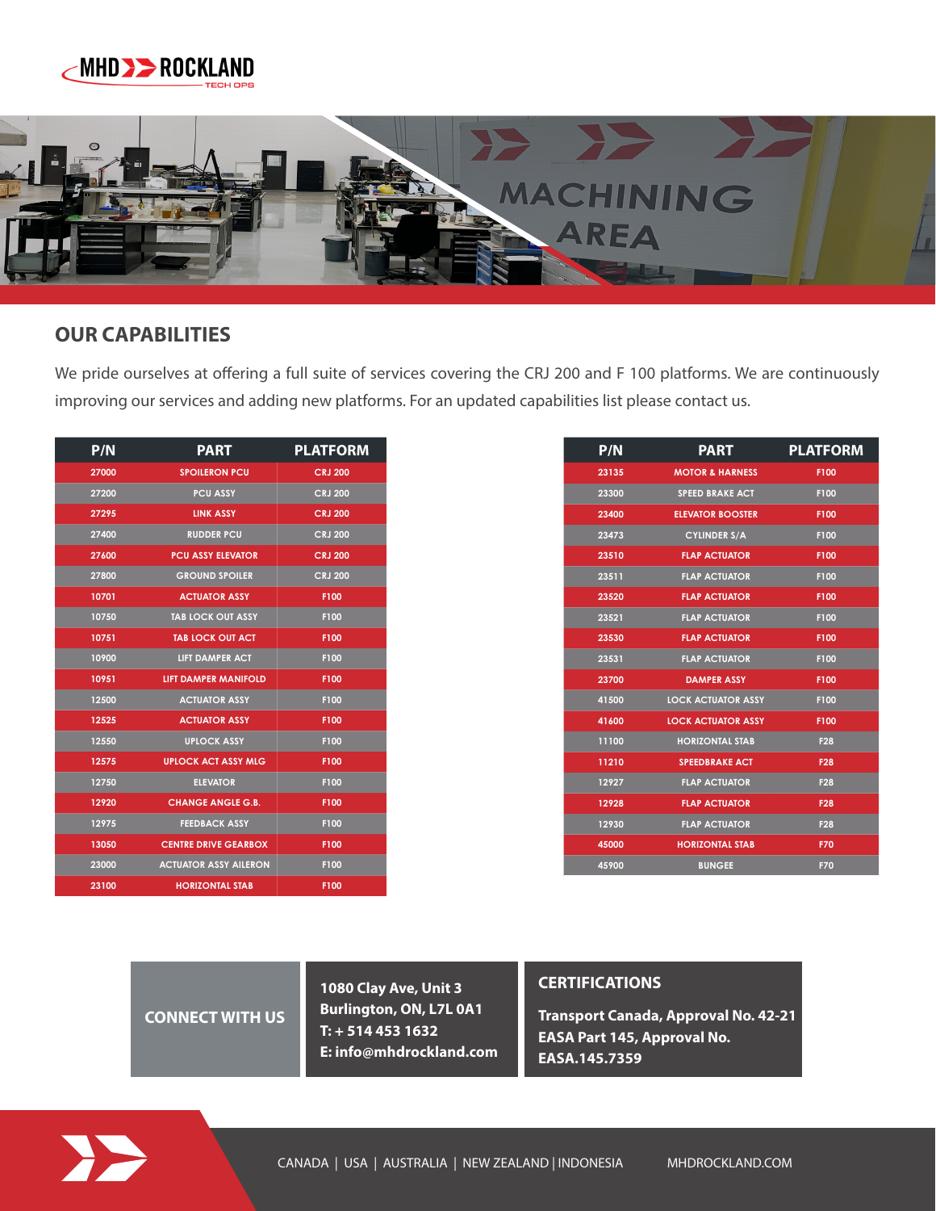MHD ROCKLAND TECH OPS

MACHINING AREA

## OUR CAPABILITIES

We pride ourselves at offering a full suite of services covering the CRJ 200 and F 100 platforms. We are continuously improving our services and adding new platforms. For an updated capabilities list please contact us.

| P/N | PART | PLATFORM |
|---|---|---|
| 27000 | SPOILERON PCU | CRJ 200 |
| 27200 | PCU ASSY | CRJ 200 |
| 27295 | LINK ASSY | CRJ 200 |
| 27400 | RUDDER PCU | CRJ 200 |
| 27600 | PCU ASSY ELEVATOR | CRJ 200 |
| 27800 | GROUND SPOILER | CRJ 200 |
| 10701 | ACTUATOR ASSY | F100 |
| 10750 | TAB LOCK OUT ASSY | F100 |
| 10751 | TAB LOCK OUT ACT | F100 |
| 10900 | LIFT DAMPER ACT | F100 |
| 10951 | LIFT DAMPER MANIFOLD | F100 |
| 12500 | ACTUATOR ASSY | F100 |
| 12525 | ACTUATOR ASSY | F100 |
| 12550 | UPLOCK ASSY | F100 |
| 12575 | UPLOCK ACT ASSY MLG | F100 |
| 12750 | ELEVATOR | F100 |
| 12920 | CHANGE ANGLE G.B. | F100 |
| 12975 | FEEDBACK ASSY | F100 |
| 13050 | CENTRE DRIVE GEARBOX | F100 |
| 23000 | ACTUATOR ASSY AILERON | F100 |
| 23100 | HORIZONTAL STAB | F100 |

| P/N | PART | PLATFORM |
|---|---|---|
| 23135 | MOTOR & HARNESS | F100 |
| 23300 | SPEED BRAKE ACT | F100 |
| 23400 | ELEVATOR BOOSTER | F100 |
| 23473 | CYLINDER S/A | F100 |
| 23510 | FLAP ACTUATOR | F100 |
| 23511 | FLAP ACTUATOR | F100 |
| 23520 | FLAP ACTUATOR | F100 |
| 23521 | FLAP ACTUATOR | F100 |
| 23530 | FLAP ACTUATOR | F100 |
| 23531 | FLAP ACTUATOR | F100 |
| 23700 | DAMPER ASSY | F100 |
| 41500 | LOCK ACTUATOR ASSY | F100 |
| 41600 | LOCK ACTUATOR ASSY | F100 |
| 11100 | HORIZONTAL STAB | F28 |
| 11210 | SPEEDBRAKE ACT | F28 |
| 12927 | FLAP ACTUATOR | F28 |
| 12928 | FLAP ACTUATOR | F28 |
| 12930 | FLAP ACTUATOR | F28 |
| 45000 | HORIZONTAL STAB | F70 |
| 45900 | BUNGEE | F70 |

**CONNECT WITH US**

**1080 Clay Ave, Unit 3**
**Burlington, ON, L7L 0A1**
**T: + 514 453 1632**
**E: info@mhdrockland.com**

**CERTIFICATIONS**

**Transport Canada, Approval No. 42-21**
**EASA Part 145, Approval No. EASA.145.7359**

CANADA | USA | AUSTRALIA | NEW ZEALAND | INDONESIA    MHDROCKLAND.COM